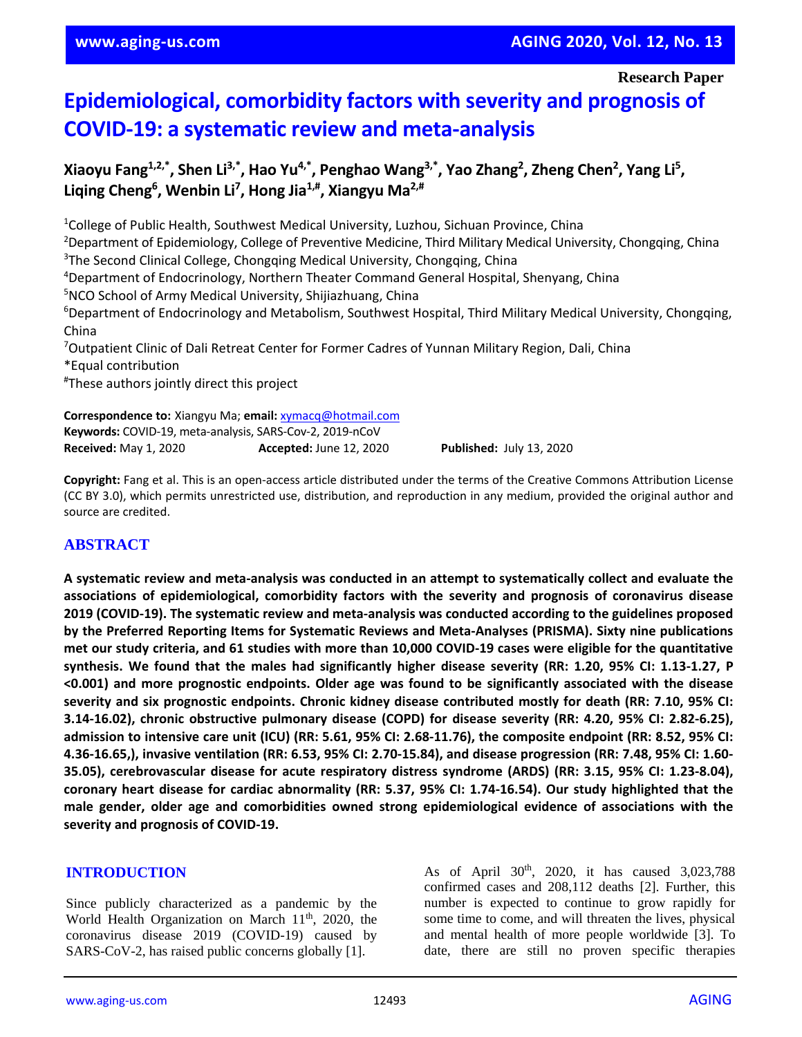Research Paper

# Epidemiological, comorbidity factors with severity and prognosis of COVID-19: a systematic review and meta-analysis

**Xiaoyu Fang[1,2,*], Shen Li[3,*], Hao Yu[4,*], Penghao Wang[3,*], Yao Zhang[2], Zheng Chen[2], Yang Li[5], Liqing Cheng[6], Wenbin Li[7], Hong Jia[1,#], Xiangyu Ma[2,#]**

[1]College of Public Health, Southwest Medical University, Luzhou, Sichuan Province, China
[2]Department of Epidemiology, College of Preventive Medicine, Third Military Medical University, Chongqing, China
[3]The Second Clinical College, Chongqing Medical University, Chongqing, China
[4]Department of Endocrinology, Northern Theater Command General Hospital, Shenyang, China
[5]NCO School of Army Medical University, Shijiazhuang, China
[6]Department of Endocrinology and Metabolism, Southwest Hospital, Third Military Medical University, Chongqing, China
[7]Outpatient Clinic of Dali Retreat Center for Former Cadres of Yunnan Military Region, Dali, China
*Equal contribution
#These authors jointly direct this project

**Correspondence to:** Xiangyu Ma; **email:** xymacq@hotmail.com
**Keywords:** COVID-19, meta-analysis, SARS-Cov-2, 2019-nCoV
**Received:** May 1, 2020 **Accepted:** June 12, 2020 **Published:** July 13, 2020

**Copyright:** Fang et al. This is an open-access article distributed under the terms of the Creative Commons Attribution License (CC BY 3.0), which permits unrestricted use, distribution, and reproduction in any medium, provided the original author and source are credited.

## ABSTRACT

**A systematic review and meta-analysis was conducted in an attempt to systematically collect and evaluate the associations of epidemiological, comorbidity factors with the severity and prognosis of coronavirus disease 2019 (COVID-19). The systematic review and meta-analysis was conducted according to the guidelines proposed by the Preferred Reporting Items for Systematic Reviews and Meta-Analyses (PRISMA). Sixty nine publications met our study criteria, and 61 studies with more than 10,000 COVID-19 cases were eligible for the quantitative synthesis. We found that the males had significantly higher disease severity (RR: 1.20, 95% CI: 1.13-1.27, P <0.001) and more prognostic endpoints. Older age was found to be significantly associated with the disease severity and six prognostic endpoints. Chronic kidney disease contributed mostly for death (RR: 7.10, 95% CI: 3.14-16.02), chronic obstructive pulmonary disease (COPD) for disease severity (RR: 4.20, 95% CI: 2.82-6.25), admission to intensive care unit (ICU) (RR: 5.61, 95% CI: 2.68-11.76), the composite endpoint (RR: 8.52, 95% CI: 4.36-16.65,), invasive ventilation (RR: 6.53, 95% CI: 2.70-15.84), and disease progression (RR: 7.48, 95% CI: 1.60-35.05), cerebrovascular disease for acute respiratory distress syndrome (ARDS) (RR: 3.15, 95% CI: 1.23-8.04), coronary heart disease for cardiac abnormality (RR: 5.37, 95% CI: 1.74-16.54). Our study highlighted that the male gender, older age and comorbidities owned strong epidemiological evidence of associations with the severity and prognosis of COVID-19.**

## INTRODUCTION

Since publicly characterized as a pandemic by the World Health Organization on March 11th, 2020, the coronavirus disease 2019 (COVID-19) caused by SARS-CoV-2, has raised public concerns globally [1]. As of April 30th, 2020, it has caused 3,023,788 confirmed cases and 208,112 deaths [2]. Further, this number is expected to continue to grow rapidly for some time to come, and will threaten the lives, physical and mental health of more people worldwide [3]. To date, there are still no proven specific therapies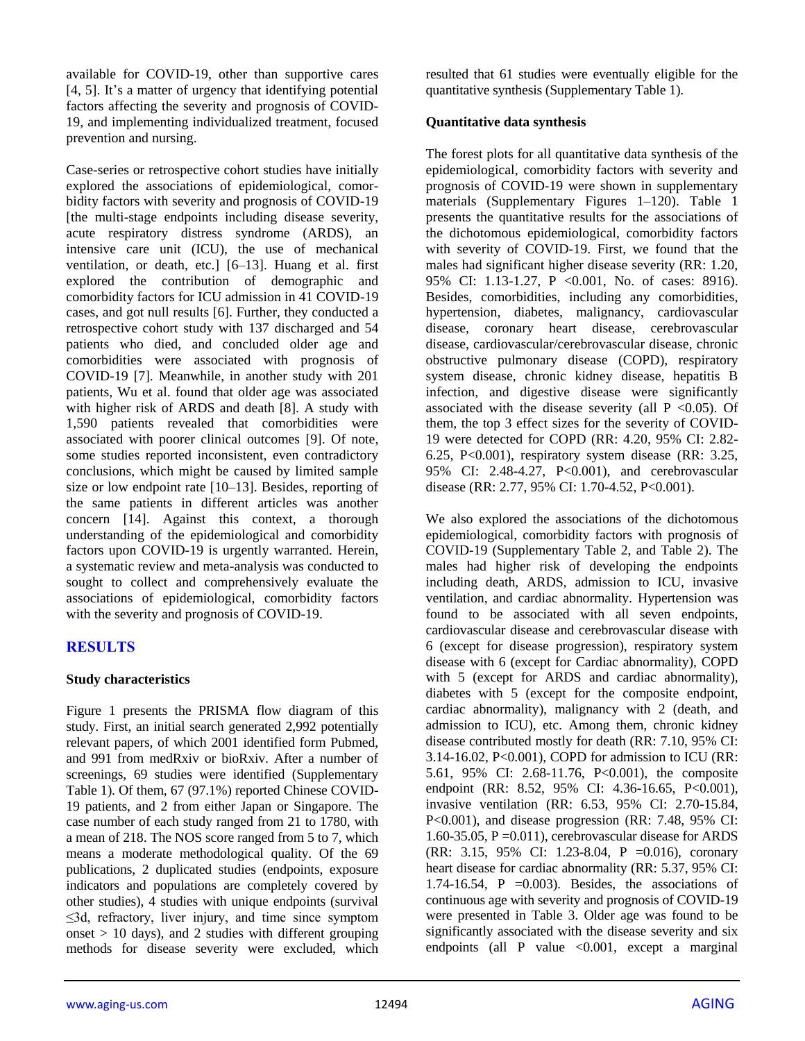available for COVID-19, other than supportive cares [4, 5]. It's a matter of urgency that identifying potential factors affecting the severity and prognosis of COVID-19, and implementing individualized treatment, focused prevention and nursing.

Case-series or retrospective cohort studies have initially explored the associations of epidemiological, comorbidity factors with severity and prognosis of COVID-19 [the multi-stage endpoints including disease severity, acute respiratory distress syndrome (ARDS), an intensive care unit (ICU), the use of mechanical ventilation, or death, etc.] [6–13]. Huang et al. first explored the contribution of demographic and comorbidity factors for ICU admission in 41 COVID-19 cases, and got null results [6]. Further, they conducted a retrospective cohort study with 137 discharged and 54 patients who died, and concluded older age and comorbidities were associated with prognosis of COVID-19 [7]. Meanwhile, in another study with 201 patients, Wu et al. found that older age was associated with higher risk of ARDS and death [8]. A study with 1,590 patients revealed that comorbidities were associated with poorer clinical outcomes [9]. Of note, some studies reported inconsistent, even contradictory conclusions, which might be caused by limited sample size or low endpoint rate [10–13]. Besides, reporting of the same patients in different articles was another concern [14]. Against this context, a thorough understanding of the epidemiological and comorbidity factors upon COVID-19 is urgently warranted. Herein, a systematic review and meta-analysis was conducted to sought to collect and comprehensively evaluate the associations of epidemiological, comorbidity factors with the severity and prognosis of COVID-19.

## RESULTS

### Study characteristics

Figure 1 presents the PRISMA flow diagram of this study. First, an initial search generated 2,992 potentially relevant papers, of which 2001 identified form Pubmed, and 991 from medRxiv or bioRxiv. After a number of screenings, 69 studies were identified (Supplementary Table 1). Of them, 67 (97.1%) reported Chinese COVID-19 patients, and 2 from either Japan or Singapore. The case number of each study ranged from 21 to 1780, with a mean of 218. The NOS score ranged from 5 to 7, which means a moderate methodological quality. Of the 69 publications, 2 duplicated studies (endpoints, exposure indicators and populations are completely covered by other studies), 4 studies with unique endpoints (survival ≤3d, refractory, liver injury, and time since symptom onset > 10 days), and 2 studies with different grouping methods for disease severity were excluded, which resulted that 61 studies were eventually eligible for the quantitative synthesis (Supplementary Table 1).

### Quantitative data synthesis

The forest plots for all quantitative data synthesis of the epidemiological, comorbidity factors with severity and prognosis of COVID-19 were shown in supplementary materials (Supplementary Figures 1–120). Table 1 presents the quantitative results for the associations of the dichotomous epidemiological, comorbidity factors with severity of COVID-19. First, we found that the males had significant higher disease severity (RR: 1.20, 95% CI: 1.13-1.27, P <0.001, No. of cases: 8916). Besides, comorbidities, including any comorbidities, hypertension, diabetes, malignancy, cardiovascular disease, coronary heart disease, cerebrovascular disease, cardiovascular/cerebrovascular disease, chronic obstructive pulmonary disease (COPD), respiratory system disease, chronic kidney disease, hepatitis B infection, and digestive disease were significantly associated with the disease severity (all P <0.05). Of them, the top 3 effect sizes for the severity of COVID-19 were detected for COPD (RR: 4.20, 95% CI: 2.82-6.25, P<0.001), respiratory system disease (RR: 3.25, 95% CI: 2.48-4.27, P<0.001), and cerebrovascular disease (RR: 2.77, 95% CI: 1.70-4.52, P<0.001).

We also explored the associations of the dichotomous epidemiological, comorbidity factors with prognosis of COVID-19 (Supplementary Table 2, and Table 2). The males had higher risk of developing the endpoints including death, ARDS, admission to ICU, invasive ventilation, and cardiac abnormality. Hypertension was found to be associated with all seven endpoints, cardiovascular disease and cerebrovascular disease with 6 (except for disease progression), respiratory system disease with 6 (except for Cardiac abnormality), COPD with 5 (except for ARDS and cardiac abnormality), diabetes with 5 (except for the composite endpoint, cardiac abnormality), malignancy with 2 (death, and admission to ICU), etc. Among them, chronic kidney disease contributed mostly for death (RR: 7.10, 95% CI: 3.14-16.02, P<0.001), COPD for admission to ICU (RR: 5.61, 95% CI: 2.68-11.76, P<0.001), the composite endpoint (RR: 8.52, 95% CI: 4.36-16.65, P<0.001), invasive ventilation (RR: 6.53, 95% CI: 2.70-15.84, P<0.001), and disease progression (RR: 7.48, 95% CI: 1.60-35.05, P =0.011), cerebrovascular disease for ARDS (RR: 3.15, 95% CI: 1.23-8.04, P =0.016), coronary heart disease for cardiac abnormality (RR: 5.37, 95% CI: 1.74-16.54, P =0.003). Besides, the associations of continuous age with severity and prognosis of COVID-19 were presented in Table 3. Older age was found to be significantly associated with the disease severity and six endpoints (all P value <0.001, except a marginal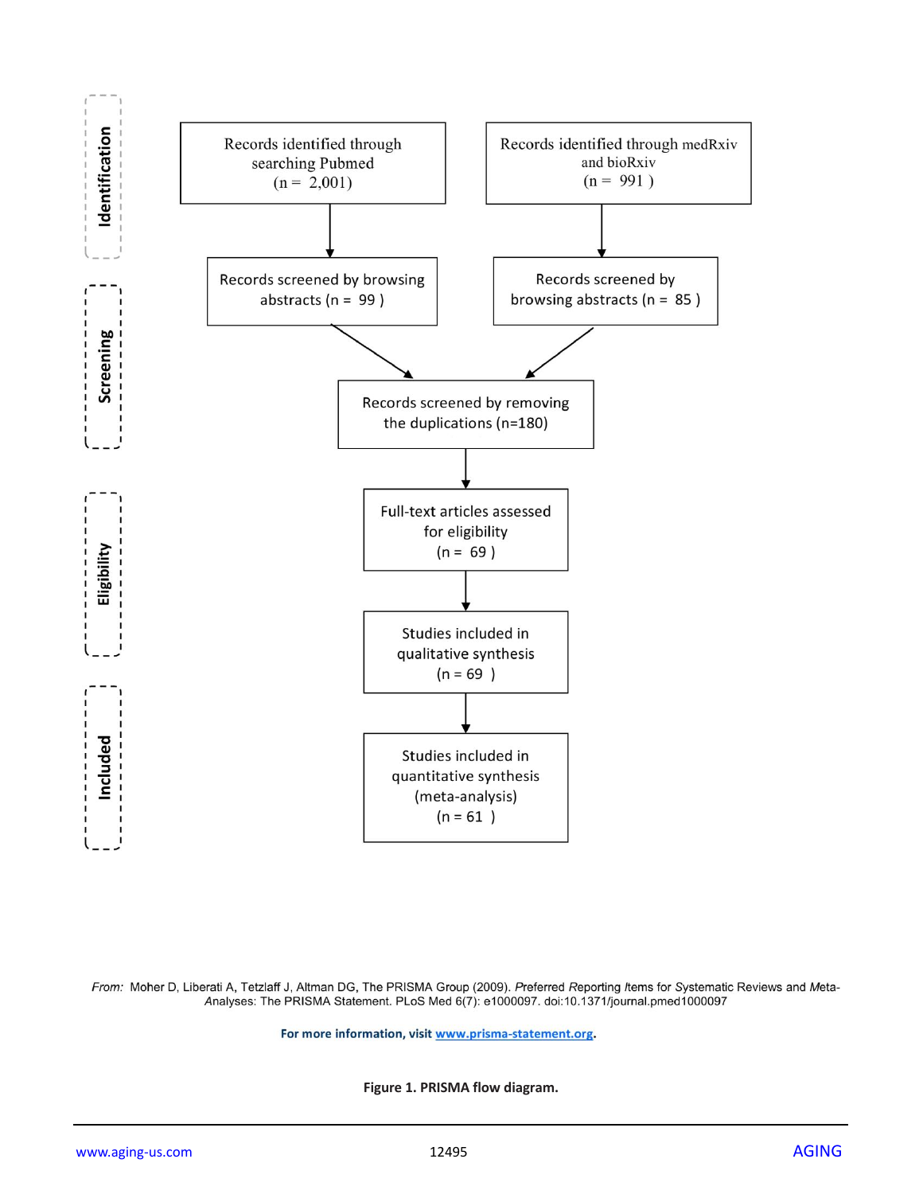**Identification**

Records identified through searching Pubmed (n = 2,001)

Records identified through medRxiv and bioRxiv (n = 991)

**Screening**

Records screened by browsing abstracts (n = 99)

Records screened by browsing abstracts (n = 85)

Records screened by removing the duplications (n=180)

**Eligibility**

Full-text articles assessed for eligibility (n = 69)

**Included**

Studies included in qualitative synthesis (n = 69)

Studies included in quantitative synthesis (meta-analysis) (n = 61)

*From:* Moher D, Liberati A, Tetzlaff J, Altman DG, The PRISMA Group (2009). *P*referred *R*eporting *I*tems for *S*ystematic Reviews and *M*eta-*A*nalyses: The PRISMA Statement. PLoS Med 6(7): e1000097. doi:10.1371/journal.pmed1000097

**For more information, visit www.prisma-statement.org.**

**Figure 1. PRISMA flow diagram.**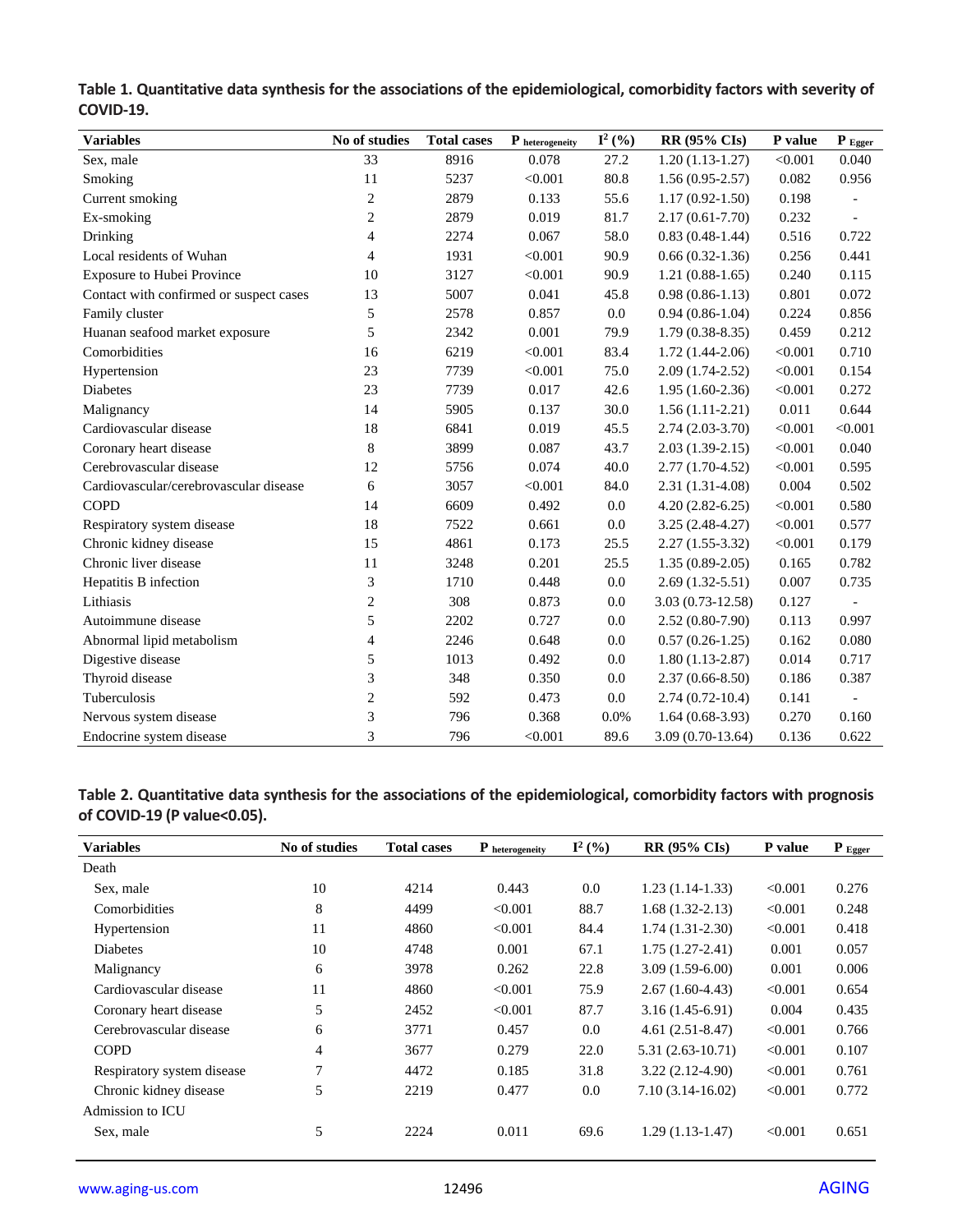**Table 1. Quantitative data synthesis for the associations of the epidemiological, comorbidity factors with severity of COVID-19.**

| Variables | No of studies | Total cases | $P_{heterogeneity}$ | $I^2$ (%) | RR (95% CIs) | P value | $P_{Egger}$ |
|---|---|---|---|---|---|---|---|
| Sex, male | 33 | 8916 | 0.078 | 27.2 | 1.20 (1.13-1.27) | <0.001 | 0.040 |
| Smoking | 11 | 5237 | <0.001 | 80.8 | 1.56 (0.95-2.57) | 0.082 | 0.956 |
| Current smoking | 2 | 2879 | 0.133 | 55.6 | 1.17 (0.92-1.50) | 0.198 | - |
| Ex-smoking | 2 | 2879 | 0.019 | 81.7 | 2.17 (0.61-7.70) | 0.232 | - |
| Drinking | 4 | 2274 | 0.067 | 58.0 | 0.83 (0.48-1.44) | 0.516 | 0.722 |
| Local residents of Wuhan | 4 | 1931 | <0.001 | 90.9 | 0.66 (0.32-1.36) | 0.256 | 0.441 |
| Exposure to Hubei Province | 10 | 3127 | <0.001 | 90.9 | 1.21 (0.88-1.65) | 0.240 | 0.115 |
| Contact with confirmed or suspect cases | 13 | 5007 | 0.041 | 45.8 | 0.98 (0.86-1.13) | 0.801 | 0.072 |
| Family cluster | 5 | 2578 | 0.857 | 0.0 | 0.94 (0.86-1.04) | 0.224 | 0.856 |
| Huanan seafood market exposure | 5 | 2342 | 0.001 | 79.9 | 1.79 (0.38-8.35) | 0.459 | 0.212 |
| Comorbidities | 16 | 6219 | <0.001 | 83.4 | 1.72 (1.44-2.06) | <0.001 | 0.710 |
| Hypertension | 23 | 7739 | <0.001 | 75.0 | 2.09 (1.74-2.52) | <0.001 | 0.154 |
| Diabetes | 23 | 7739 | 0.017 | 42.6 | 1.95 (1.60-2.36) | <0.001 | 0.272 |
| Malignancy | 14 | 5905 | 0.137 | 30.0 | 1.56 (1.11-2.21) | 0.011 | 0.644 |
| Cardiovascular disease | 18 | 6841 | 0.019 | 45.5 | 2.74 (2.03-3.70) | <0.001 | <0.001 |
| Coronary heart disease | 8 | 3899 | 0.087 | 43.7 | 2.03 (1.39-2.15) | <0.001 | 0.040 |
| Cerebrovascular disease | 12 | 5756 | 0.074 | 40.0 | 2.77 (1.70-4.52) | <0.001 | 0.595 |
| Cardiovascular/cerebrovascular disease | 6 | 3057 | <0.001 | 84.0 | 2.31 (1.31-4.08) | 0.004 | 0.502 |
| COPD | 14 | 6609 | 0.492 | 0.0 | 4.20 (2.82-6.25) | <0.001 | 0.580 |
| Respiratory system disease | 18 | 7522 | 0.661 | 0.0 | 3.25 (2.48-4.27) | <0.001 | 0.577 |
| Chronic kidney disease | 15 | 4861 | 0.173 | 25.5 | 2.27 (1.55-3.32) | <0.001 | 0.179 |
| Chronic liver disease | 11 | 3248 | 0.201 | 25.5 | 1.35 (0.89-2.05) | 0.165 | 0.782 |
| Hepatitis B infection | 3 | 1710 | 0.448 | 0.0 | 2.69 (1.32-5.51) | 0.007 | 0.735 |
| Lithiasis | 2 | 308 | 0.873 | 0.0 | 3.03 (0.73-12.58) | 0.127 | - |
| Autoimmune disease | 5 | 2202 | 0.727 | 0.0 | 2.52 (0.80-7.90) | 0.113 | 0.997 |
| Abnormal lipid metabolism | 4 | 2246 | 0.648 | 0.0 | 0.57 (0.26-1.25) | 0.162 | 0.080 |
| Digestive disease | 5 | 1013 | 0.492 | 0.0 | 1.80 (1.13-2.87) | 0.014 | 0.717 |
| Thyroid disease | 3 | 348 | 0.350 | 0.0 | 2.37 (0.66-8.50) | 0.186 | 0.387 |
| Tuberculosis | 2 | 592 | 0.473 | 0.0 | 2.74 (0.72-10.4) | 0.141 | - |
| Nervous system disease | 3 | 796 | 0.368 | 0.0% | 1.64 (0.68-3.93) | 0.270 | 0.160 |
| Endocrine system disease | 3 | 796 | <0.001 | 89.6 | 3.09 (0.70-13.64) | 0.136 | 0.622 |

**Table 2. Quantitative data synthesis for the associations of the epidemiological, comorbidity factors with prognosis of COVID-19 (P value<0.05).**

| Variables | No of studies | Total cases | $P_{heterogeneity}$ | $I^2$ (%) | RR (95% CIs) | P value | $P_{Egger}$ |
|---|---|---|---|---|---|---|---|
| Death | | | | | | | |
| Sex, male | 10 | 4214 | 0.443 | 0.0 | 1.23 (1.14-1.33) | <0.001 | 0.276 |
| Comorbidities | 8 | 4499 | <0.001 | 88.7 | 1.68 (1.32-2.13) | <0.001 | 0.248 |
| Hypertension | 11 | 4860 | <0.001 | 84.4 | 1.74 (1.31-2.30) | <0.001 | 0.418 |
| Diabetes | 10 | 4748 | 0.001 | 67.1 | 1.75 (1.27-2.41) | 0.001 | 0.057 |
| Malignancy | 6 | 3978 | 0.262 | 22.8 | 3.09 (1.59-6.00) | 0.001 | 0.006 |
| Cardiovascular disease | 11 | 4860 | <0.001 | 75.9 | 2.67 (1.60-4.43) | <0.001 | 0.654 |
| Coronary heart disease | 5 | 2452 | <0.001 | 87.7 | 3.16 (1.45-6.91) | 0.004 | 0.435 |
| Cerebrovascular disease | 6 | 3771 | 0.457 | 0.0 | 4.61 (2.51-8.47) | <0.001 | 0.766 |
| COPD | 4 | 3677 | 0.279 | 22.0 | 5.31 (2.63-10.71) | <0.001 | 0.107 |
| Respiratory system disease | 7 | 4472 | 0.185 | 31.8 | 3.22 (2.12-4.90) | <0.001 | 0.761 |
| Chronic kidney disease | 5 | 2219 | 0.477 | 0.0 | 7.10 (3.14-16.02) | <0.001 | 0.772 |
| Admission to ICU | | | | | | | |
| Sex, male | 5 | 2224 | 0.011 | 69.6 | 1.29 (1.13-1.47) | <0.001 | 0.651 |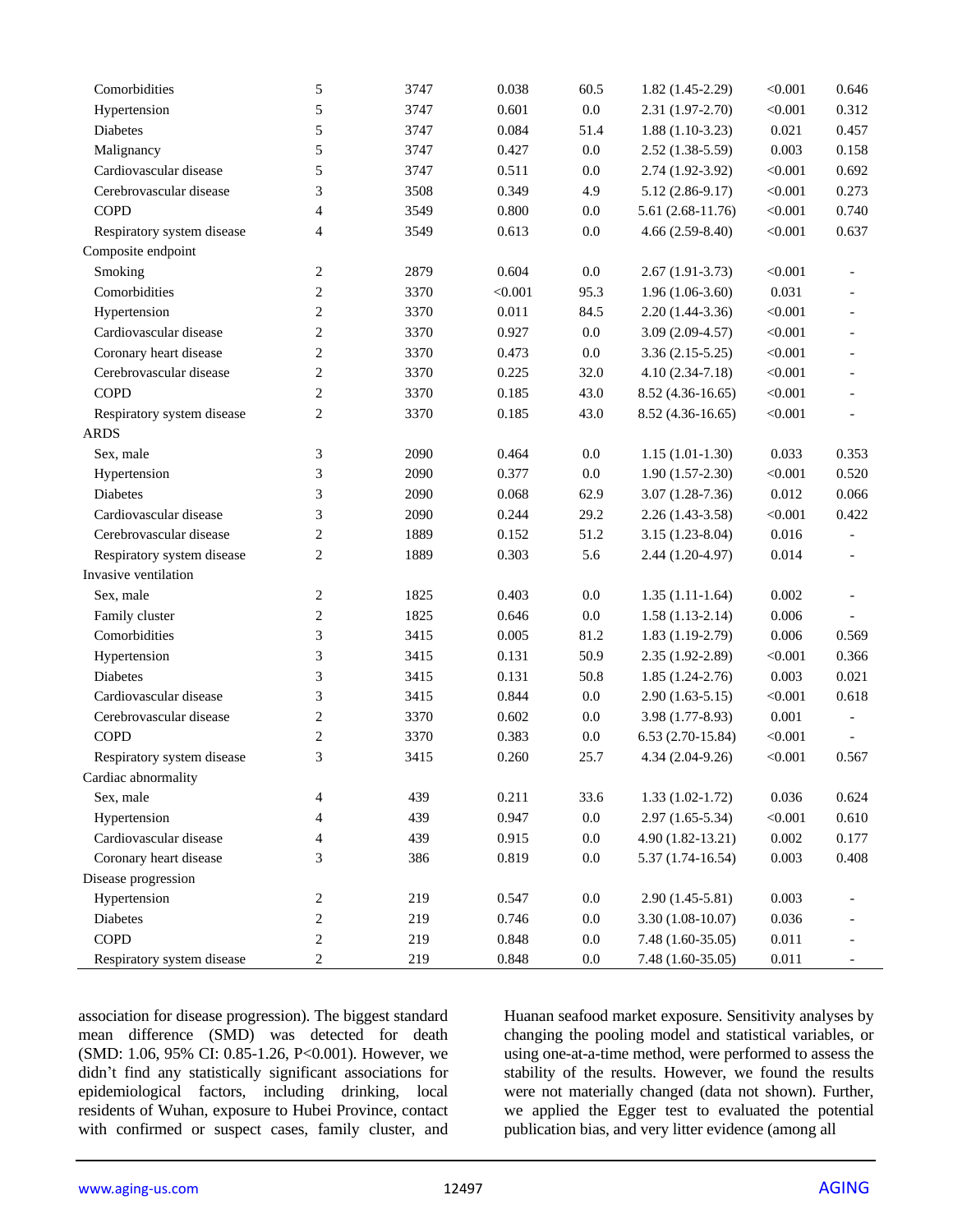| | | | | | | | |
|---|---|---|---|---|---|---|---|
| Comorbidities | 5 | 3747 | 0.038 | 60.5 | 1.82 (1.45-2.29) | <0.001 | 0.646 |
| Hypertension | 5 | 3747 | 0.601 | 0.0 | 2.31 (1.97-2.70) | <0.001 | 0.312 |
| Diabetes | 5 | 3747 | 0.084 | 51.4 | 1.88 (1.10-3.23) | 0.021 | 0.457 |
| Malignancy | 5 | 3747 | 0.427 | 0.0 | 2.52 (1.38-5.59) | 0.003 | 0.158 |
| Cardiovascular disease | 5 | 3747 | 0.511 | 0.0 | 2.74 (1.92-3.92) | <0.001 | 0.692 |
| Cerebrovascular disease | 3 | 3508 | 0.349 | 4.9 | 5.12 (2.86-9.17) | <0.001 | 0.273 |
| COPD | 4 | 3549 | 0.800 | 0.0 | 5.61 (2.68-11.76) | <0.001 | 0.740 |
| Respiratory system disease | 4 | 3549 | 0.613 | 0.0 | 4.66 (2.59-8.40) | <0.001 | 0.637 |
| Composite endpoint | | | | | | | |
| Smoking | 2 | 2879 | 0.604 | 0.0 | 2.67 (1.91-3.73) | <0.001 | - |
| Comorbidities | 2 | 3370 | <0.001 | 95.3 | 1.96 (1.06-3.60) | 0.031 | - |
| Hypertension | 2 | 3370 | 0.011 | 84.5 | 2.20 (1.44-3.36) | <0.001 | - |
| Cardiovascular disease | 2 | 3370 | 0.927 | 0.0 | 3.09 (2.09-4.57) | <0.001 | - |
| Coronary heart disease | 2 | 3370 | 0.473 | 0.0 | 3.36 (2.15-5.25) | <0.001 | - |
| Cerebrovascular disease | 2 | 3370 | 0.225 | 32.0 | 4.10 (2.34-7.18) | <0.001 | - |
| COPD | 2 | 3370 | 0.185 | 43.0 | 8.52 (4.36-16.65) | <0.001 | - |
| Respiratory system disease | 2 | 3370 | 0.185 | 43.0 | 8.52 (4.36-16.65) | <0.001 | - |
| ARDS | | | | | | | |
| Sex, male | 3 | 2090 | 0.464 | 0.0 | 1.15 (1.01-1.30) | 0.033 | 0.353 |
| Hypertension | 3 | 2090 | 0.377 | 0.0 | 1.90 (1.57-2.30) | <0.001 | 0.520 |
| Diabetes | 3 | 2090 | 0.068 | 62.9 | 3.07 (1.28-7.36) | 0.012 | 0.066 |
| Cardiovascular disease | 3 | 2090 | 0.244 | 29.2 | 2.26 (1.43-3.58) | <0.001 | 0.422 |
| Cerebrovascular disease | 2 | 1889 | 0.152 | 51.2 | 3.15 (1.23-8.04) | 0.016 | - |
| Respiratory system disease | 2 | 1889 | 0.303 | 5.6 | 2.44 (1.20-4.97) | 0.014 | - |
| Invasive ventilation | | | | | | | |
| Sex, male | 2 | 1825 | 0.403 | 0.0 | 1.35 (1.11-1.64) | 0.002 | - |
| Family cluster | 2 | 1825 | 0.646 | 0.0 | 1.58 (1.13-2.14) | 0.006 | - |
| Comorbidities | 3 | 3415 | 0.005 | 81.2 | 1.83 (1.19-2.79) | 0.006 | 0.569 |
| Hypertension | 3 | 3415 | 0.131 | 50.9 | 2.35 (1.92-2.89) | <0.001 | 0.366 |
| Diabetes | 3 | 3415 | 0.131 | 50.8 | 1.85 (1.24-2.76) | 0.003 | 0.021 |
| Cardiovascular disease | 3 | 3415 | 0.844 | 0.0 | 2.90 (1.63-5.15) | <0.001 | 0.618 |
| Cerebrovascular disease | 2 | 3370 | 0.602 | 0.0 | 3.98 (1.77-8.93) | 0.001 | - |
| COPD | 2 | 3370 | 0.383 | 0.0 | 6.53 (2.70-15.84) | <0.001 | - |
| Respiratory system disease | 3 | 3415 | 0.260 | 25.7 | 4.34 (2.04-9.26) | <0.001 | 0.567 |
| Cardiac abnormality | | | | | | | |
| Sex, male | 4 | 439 | 0.211 | 33.6 | 1.33 (1.02-1.72) | 0.036 | 0.624 |
| Hypertension | 4 | 439 | 0.947 | 0.0 | 2.97 (1.65-5.34) | <0.001 | 0.610 |
| Cardiovascular disease | 4 | 439 | 0.915 | 0.0 | 4.90 (1.82-13.21) | 0.002 | 0.177 |
| Coronary heart disease | 3 | 386 | 0.819 | 0.0 | 5.37 (1.74-16.54) | 0.003 | 0.408 |
| Disease progression | | | | | | | |
| Hypertension | 2 | 219 | 0.547 | 0.0 | 2.90 (1.45-5.81) | 0.003 | - |
| Diabetes | 2 | 219 | 0.746 | 0.0 | 3.30 (1.08-10.07) | 0.036 | - |
| COPD | 2 | 219 | 0.848 | 0.0 | 7.48 (1.60-35.05) | 0.011 | - |
| Respiratory system disease | 2 | 219 | 0.848 | 0.0 | 7.48 (1.60-35.05) | 0.011 | - |

association for disease progression). The biggest standard mean difference (SMD) was detected for death (SMD: 1.06, 95% CI: 0.85-1.26, P<0.001). However, we didn't find any statistically significant associations for epidemiological factors, including drinking, local residents of Wuhan, exposure to Hubei Province, contact with confirmed or suspect cases, family cluster, and Huanan seafood market exposure. Sensitivity analyses by changing the pooling model and statistical variables, or using one-at-a-time method, were performed to assess the stability of the results. However, we found the results were not materially changed (data not shown). Further, we applied the Egger test to evaluated the potential publication bias, and very litter evidence (among all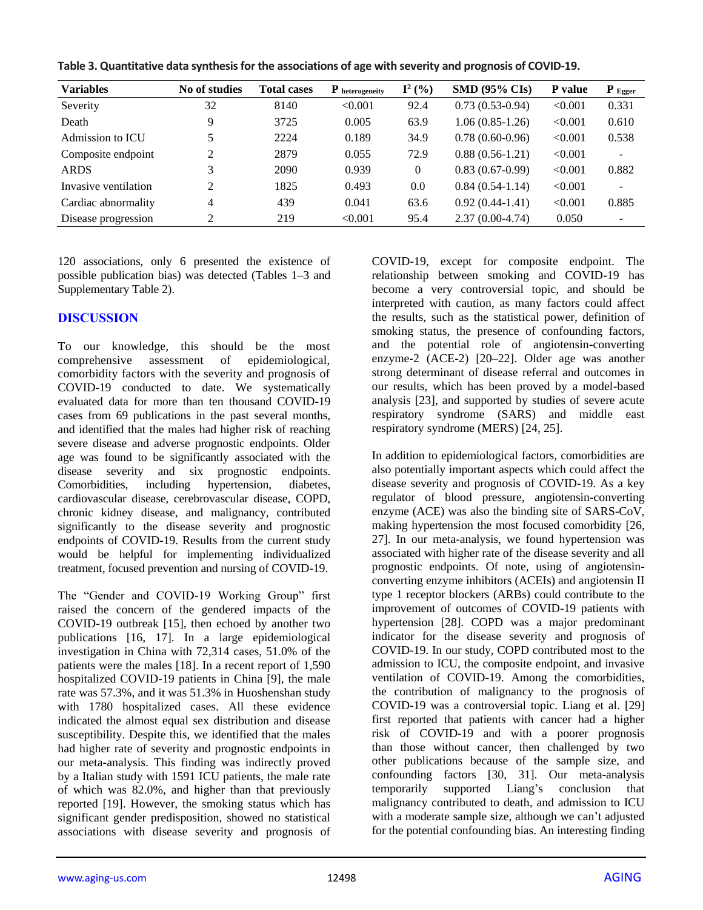**Table 3. Quantitative data synthesis for the associations of age with severity and prognosis of COVID-19.**

| Variables | No of studies | Total cases | $P_{heterogeneity}$ | $I^2$ (%) | SMD (95% CIs) | P value | $P_{Egger}$ |
|---|---|---|---|---|---|---|---|
| Severity | 32 | 8140 | <0.001 | 92.4 | 0.73 (0.53-0.94) | <0.001 | 0.331 |
| Death | 9 | 3725 | 0.005 | 63.9 | 1.06 (0.85-1.26) | <0.001 | 0.610 |
| Admission to ICU | 5 | 2224 | 0.189 | 34.9 | 0.78 (0.60-0.96) | <0.001 | 0.538 |
| Composite endpoint | 2 | 2879 | 0.055 | 72.9 | 0.88 (0.56-1.21) | <0.001 | - |
| ARDS | 3 | 2090 | 0.939 | 0 | 0.83 (0.67-0.99) | <0.001 | 0.882 |
| Invasive ventilation | 2 | 1825 | 0.493 | 0.0 | 0.84 (0.54-1.14) | <0.001 | - |
| Cardiac abnormality | 4 | 439 | 0.041 | 63.6 | 0.92 (0.44-1.41) | <0.001 | 0.885 |
| Disease progression | 2 | 219 | <0.001 | 95.4 | 2.37 (0.00-4.74) | 0.050 | - |

120 associations, only 6 presented the existence of possible publication bias) was detected (Tables 1–3 and Supplementary Table 2).

## DISCUSSION

To our knowledge, this should be the most comprehensive assessment of epidemiological, comorbidity factors with the severity and prognosis of COVID-19 conducted to date. We systematically evaluated data for more than ten thousand COVID-19 cases from 69 publications in the past several months, and identified that the males had higher risk of reaching severe disease and adverse prognostic endpoints. Older age was found to be significantly associated with the disease severity and six prognostic endpoints. Comorbidities, including hypertension, diabetes, cardiovascular disease, cerebrovascular disease, COPD, chronic kidney disease, and malignancy, contributed significantly to the disease severity and prognostic endpoints of COVID-19. Results from the current study would be helpful for implementing individualized treatment, focused prevention and nursing of COVID-19.

The "Gender and COVID-19 Working Group" first raised the concern of the gendered impacts of the COVID-19 outbreak [15], then echoed by another two publications [16, 17]. In a large epidemiological investigation in China with 72,314 cases, 51.0% of the patients were the males [18]. In a recent report of 1,590 hospitalized COVID-19 patients in China [9], the male rate was 57.3%, and it was 51.3% in Huoshenshan study with 1780 hospitalized cases. All these evidence indicated the almost equal sex distribution and disease susceptibility. Despite this, we identified that the males had higher rate of severity and prognostic endpoints in our meta-analysis. This finding was indirectly proved by a Italian study with 1591 ICU patients, the male rate of which was 82.0%, and higher than that previously reported [19]. However, the smoking status which has significant gender predisposition, showed no statistical associations with disease severity and prognosis of COVID-19, except for composite endpoint. The relationship between smoking and COVID-19 has become a very controversial topic, and should be interpreted with caution, as many factors could affect the results, such as the statistical power, definition of smoking status, the presence of confounding factors, and the potential role of angiotensin-converting enzyme-2 (ACE-2) [20–22]. Older age was another strong determinant of disease referral and outcomes in our results, which has been proved by a model-based analysis [23], and supported by studies of severe acute respiratory syndrome (SARS) and middle east respiratory syndrome (MERS) [24, 25].

In addition to epidemiological factors, comorbidities are also potentially important aspects which could affect the disease severity and prognosis of COVID-19. As a key regulator of blood pressure, angiotensin-converting enzyme (ACE) was also the binding site of SARS-CoV, making hypertension the most focused comorbidity [26, 27]. In our meta-analysis, we found hypertension was associated with higher rate of the disease severity and all prognostic endpoints. Of note, using of angiotensin-converting enzyme inhibitors (ACEIs) and angiotensin II type 1 receptor blockers (ARBs) could contribute to the improvement of outcomes of COVID-19 patients with hypertension [28]. COPD was a major predominant indicator for the disease severity and prognosis of COVID-19. In our study, COPD contributed most to the admission to ICU, the composite endpoint, and invasive ventilation of COVID-19. Among the comorbidities, the contribution of malignancy to the prognosis of COVID-19 was a controversial topic. Liang et al. [29] first reported that patients with cancer had a higher risk of COVID-19 and with a poorer prognosis than those without cancer, then challenged by two other publications because of the sample size, and confounding factors [30, 31]. Our meta-analysis temporarily supported Liang's conclusion that malignancy contributed to death, and admission to ICU with a moderate sample size, although we can't adjusted for the potential confounding bias. An interesting finding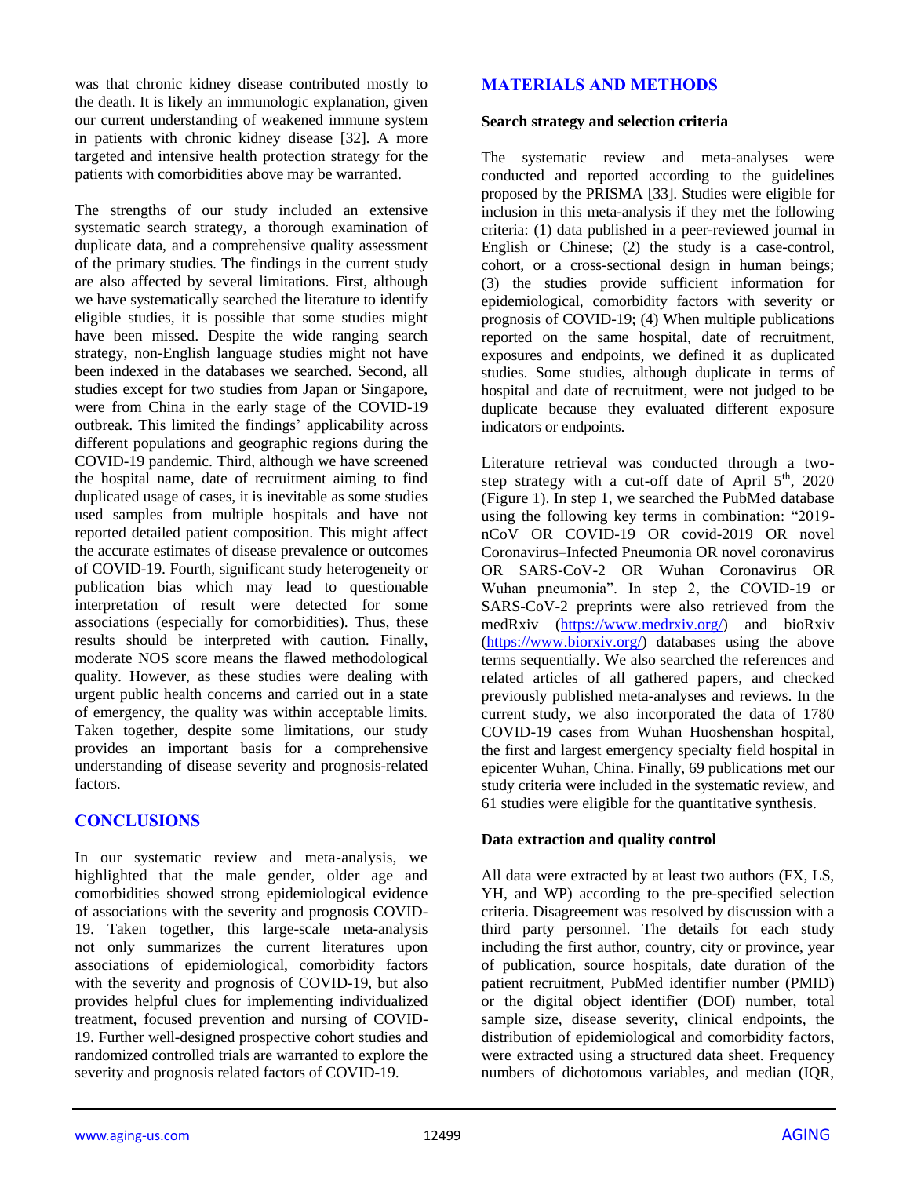was that chronic kidney disease contributed mostly to the death. It is likely an immunologic explanation, given our current understanding of weakened immune system in patients with chronic kidney disease [32]. A more targeted and intensive health protection strategy for the patients with comorbidities above may be warranted.

The strengths of our study included an extensive systematic search strategy, a thorough examination of duplicate data, and a comprehensive quality assessment of the primary studies. The findings in the current study are also affected by several limitations. First, although we have systematically searched the literature to identify eligible studies, it is possible that some studies might have been missed. Despite the wide ranging search strategy, non-English language studies might not have been indexed in the databases we searched. Second, all studies except for two studies from Japan or Singapore, were from China in the early stage of the COVID-19 outbreak. This limited the findings' applicability across different populations and geographic regions during the COVID-19 pandemic. Third, although we have screened the hospital name, date of recruitment aiming to find duplicated usage of cases, it is inevitable as some studies used samples from multiple hospitals and have not reported detailed patient composition. This might affect the accurate estimates of disease prevalence or outcomes of COVID-19. Fourth, significant study heterogeneity or publication bias which may lead to questionable interpretation of result were detected for some associations (especially for comorbidities). Thus, these results should be interpreted with caution. Finally, moderate NOS score means the flawed methodological quality. However, as these studies were dealing with urgent public health concerns and carried out in a state of emergency, the quality was within acceptable limits. Taken together, despite some limitations, our study provides an important basis for a comprehensive understanding of disease severity and prognosis-related factors.

## CONCLUSIONS

In our systematic review and meta-analysis, we highlighted that the male gender, older age and comorbidities showed strong epidemiological evidence of associations with the severity and prognosis COVID-19. Taken together, this large-scale meta-analysis not only summarizes the current literatures upon associations of epidemiological, comorbidity factors with the severity and prognosis of COVID-19, but also provides helpful clues for implementing individualized treatment, focused prevention and nursing of COVID-19. Further well-designed prospective cohort studies and randomized controlled trials are warranted to explore the severity and prognosis related factors of COVID-19.

## MATERIALS AND METHODS

### Search strategy and selection criteria

The systematic review and meta-analyses were conducted and reported according to the guidelines proposed by the PRISMA [33]. Studies were eligible for inclusion in this meta-analysis if they met the following criteria: (1) data published in a peer-reviewed journal in English or Chinese; (2) the study is a case-control, cohort, or a cross-sectional design in human beings; (3) the studies provide sufficient information for epidemiological, comorbidity factors with severity or prognosis of COVID-19; (4) When multiple publications reported on the same hospital, date of recruitment, exposures and endpoints, we defined it as duplicated studies. Some studies, although duplicate in terms of hospital and date of recruitment, were not judged to be duplicate because they evaluated different exposure indicators or endpoints.

Literature retrieval was conducted through a two-step strategy with a cut-off date of April 5th, 2020 (Figure 1). In step 1, we searched the PubMed database using the following key terms in combination: "2019-nCoV OR COVID-19 OR covid-2019 OR novel Coronavirus–Infected Pneumonia OR novel coronavirus OR SARS-CoV-2 OR Wuhan Coronavirus OR Wuhan pneumonia". In step 2, the COVID-19 or SARS-CoV-2 preprints were also retrieved from the medRxiv (https://www.medrxiv.org/) and bioRxiv (https://www.biorxiv.org/) databases using the above terms sequentially. We also searched the references and related articles of all gathered papers, and checked previously published meta-analyses and reviews. In the current study, we also incorporated the data of 1780 COVID-19 cases from Wuhan Huoshenshan hospital, the first and largest emergency specialty field hospital in epicenter Wuhan, China. Finally, 69 publications met our study criteria were included in the systematic review, and 61 studies were eligible for the quantitative synthesis.

### Data extraction and quality control

All data were extracted by at least two authors (FX, LS, YH, and WP) according to the pre-specified selection criteria. Disagreement was resolved by discussion with a third party personnel. The details for each study including the first author, country, city or province, year of publication, source hospitals, date duration of the patient recruitment, PubMed identifier number (PMID) or the digital object identifier (DOI) number, total sample size, disease severity, clinical endpoints, the distribution of epidemiological and comorbidity factors, were extracted using a structured data sheet. Frequency numbers of dichotomous variables, and median (IQR,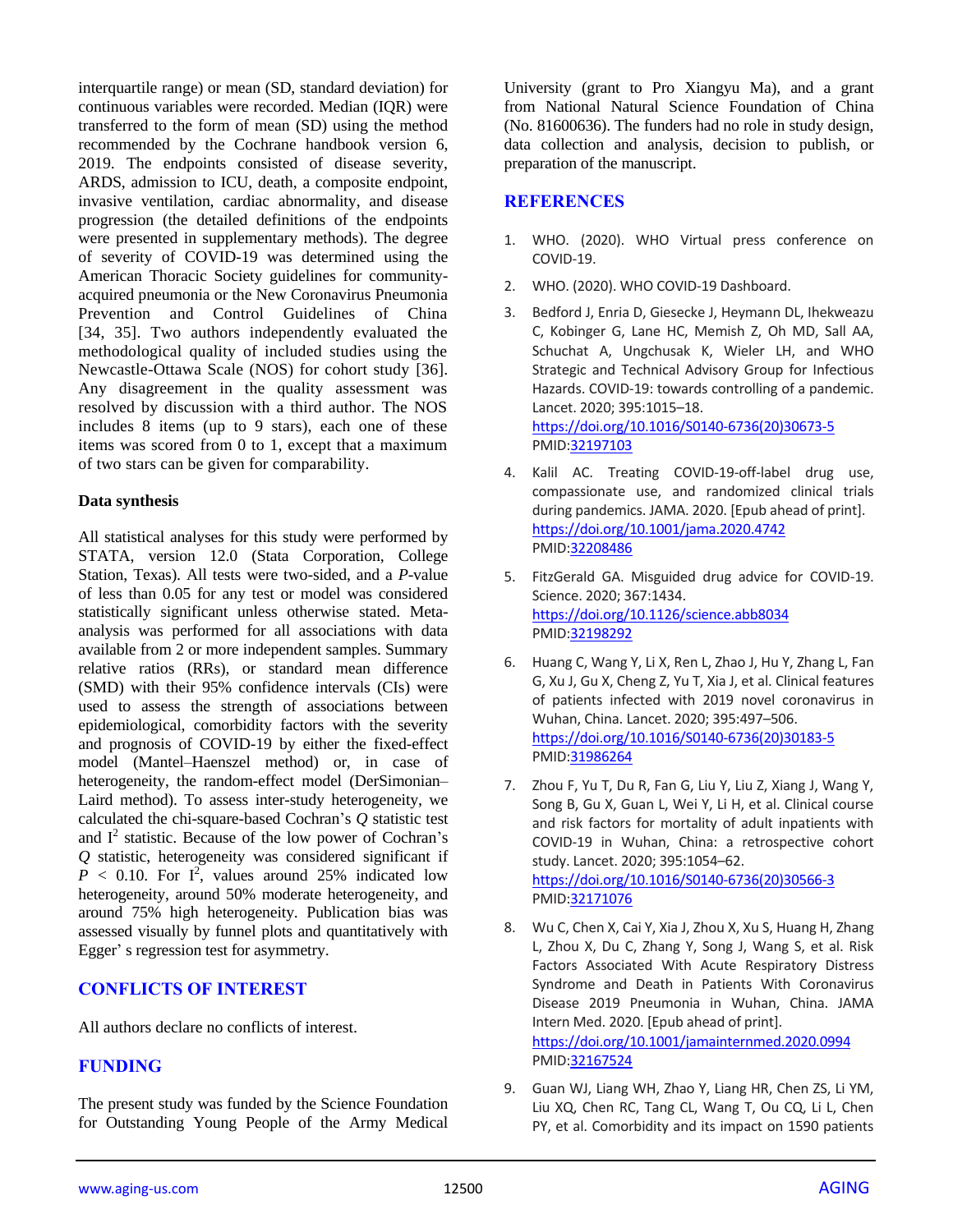interquartile range) or mean (SD, standard deviation) for continuous variables were recorded. Median (IQR) were transferred to the form of mean (SD) using the method recommended by the Cochrane handbook version 6, 2019. The endpoints consisted of disease severity, ARDS, admission to ICU, death, a composite endpoint, invasive ventilation, cardiac abnormality, and disease progression (the detailed definitions of the endpoints were presented in supplementary methods). The degree of severity of COVID-19 was determined using the American Thoracic Society guidelines for community-acquired pneumonia or the New Coronavirus Pneumonia Prevention and Control Guidelines of China [34, 35]. Two authors independently evaluated the methodological quality of included studies using the Newcastle-Ottawa Scale (NOS) for cohort study [36]. Any disagreement in the quality assessment was resolved by discussion with a third author. The NOS includes 8 items (up to 9 stars), each one of these items was scored from 0 to 1, except that a maximum of two stars can be given for comparability.

### Data synthesis

All statistical analyses for this study were performed by STATA, version 12.0 (Stata Corporation, College Station, Texas). All tests were two-sided, and a *P*-value of less than 0.05 for any test or model was considered statistically significant unless otherwise stated. Meta-analysis was performed for all associations with data available from 2 or more independent samples. Summary relative ratios (RRs), or standard mean difference (SMD) with their 95% confidence intervals (CIs) were used to assess the strength of associations between epidemiological, comorbidity factors with the severity and prognosis of COVID-19 by either the fixed-effect model (Mantel–Haenszel method) or, in case of heterogeneity, the random-effect model (DerSimonian–Laird method). To assess inter-study heterogeneity, we calculated the chi-square-based Cochran's *Q* statistic test and $I^2$ statistic. Because of the low power of Cochran's *Q* statistic, heterogeneity was considered significant if $P < 0.10$. For $I^2$, values around 25% indicated low heterogeneity, around 50% moderate heterogeneity, and around 75% high heterogeneity. Publication bias was assessed visually by funnel plots and quantitatively with Egger' s regression test for asymmetry.

## CONFLICTS OF INTEREST

All authors declare no conflicts of interest.

## FUNDING

The present study was funded by the Science Foundation for Outstanding Young People of the Army Medical University (grant to Pro Xiangyu Ma), and a grant from National Natural Science Foundation of China (No. 81600636). The funders had no role in study design, data collection and analysis, decision to publish, or preparation of the manuscript.

## REFERENCES

1. WHO. (2020). WHO Virtual press conference on COVID-19.
2. WHO. (2020). WHO COVID-19 Dashboard.
3. Bedford J, Enria D, Giesecke J, Heymann DL, Ihekweazu C, Kobinger G, Lane HC, Memish Z, Oh MD, Sall AA, Schuchat A, Ungchusak K, Wieler LH, and WHO Strategic and Technical Advisory Group for Infectious Hazards. COVID-19: towards controlling of a pandemic. Lancet. 2020; 395:1015–18. https://doi.org/10.1016/S0140-6736(20)30673-5 PMID:32197103
4. Kalil AC. Treating COVID-19-off-label drug use, compassionate use, and randomized clinical trials during pandemics. JAMA. 2020. [Epub ahead of print]. https://doi.org/10.1001/jama.2020.4742 PMID:32208486
5. FitzGerald GA. Misguided drug advice for COVID-19. Science. 2020; 367:1434. https://doi.org/10.1126/science.abb8034 PMID:32198292
6. Huang C, Wang Y, Li X, Ren L, Zhao J, Hu Y, Zhang L, Fan G, Xu J, Gu X, Cheng Z, Yu T, Xia J, et al. Clinical features of patients infected with 2019 novel coronavirus in Wuhan, China. Lancet. 2020; 395:497–506. https://doi.org/10.1016/S0140-6736(20)30183-5 PMID:31986264
7. Zhou F, Yu T, Du R, Fan G, Liu Y, Liu Z, Xiang J, Wang Y, Song B, Gu X, Guan L, Wei Y, Li H, et al. Clinical course and risk factors for mortality of adult inpatients with COVID-19 in Wuhan, China: a retrospective cohort study. Lancet. 2020; 395:1054–62. https://doi.org/10.1016/S0140-6736(20)30566-3 PMID:32171076
8. Wu C, Chen X, Cai Y, Xia J, Zhou X, Xu S, Huang H, Zhang L, Zhou X, Du C, Zhang Y, Song J, Wang S, et al. Risk Factors Associated With Acute Respiratory Distress Syndrome and Death in Patients With Coronavirus Disease 2019 Pneumonia in Wuhan, China. JAMA Intern Med. 2020. [Epub ahead of print]. https://doi.org/10.1001/jamainternmed.2020.0994 PMID:32167524
9. Guan WJ, Liang WH, Zhao Y, Liang HR, Chen ZS, Li YM, Liu XQ, Chen RC, Tang CL, Wang T, Ou CQ, Li L, Chen PY, et al. Comorbidity and its impact on 1590 patients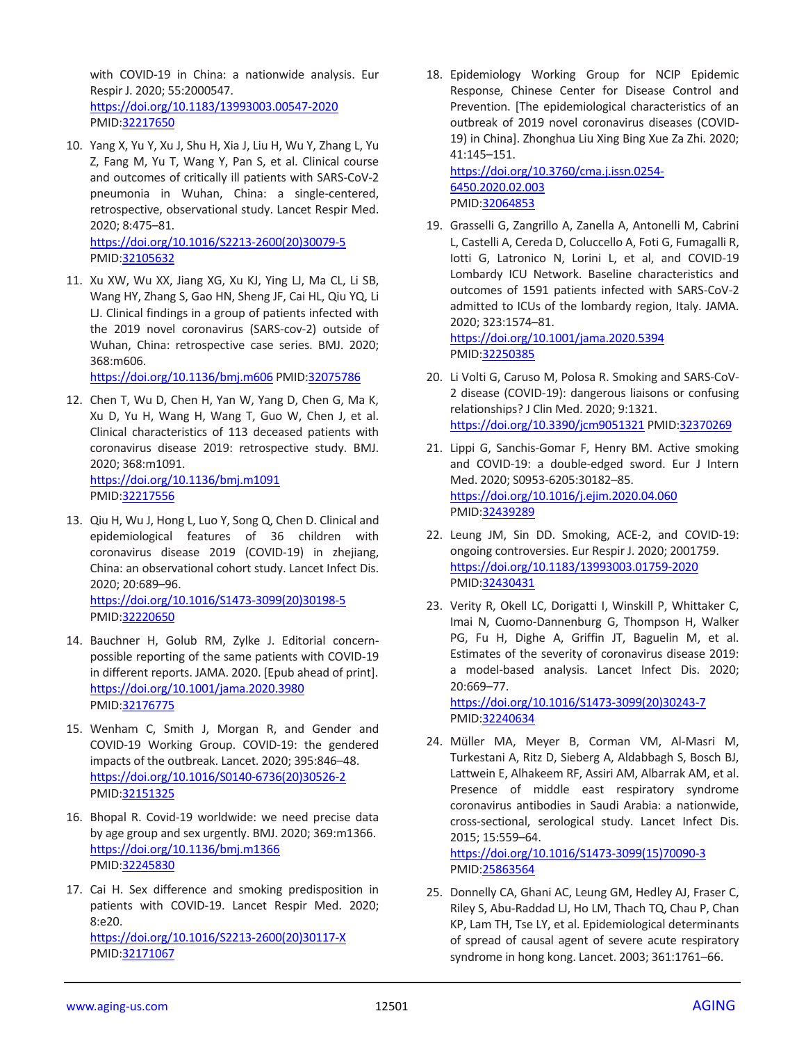with COVID-19 in China: a nationwide analysis. Eur Respir J. 2020; 55:2000547. https://doi.org/10.1183/13993003.00547-2020 PMID:32217650

10. Yang X, Yu Y, Xu J, Shu H, Xia J, Liu H, Wu Y, Zhang L, Yu Z, Fang M, Yu T, Wang Y, Pan S, et al. Clinical course and outcomes of critically ill patients with SARS-CoV-2 pneumonia in Wuhan, China: a single-centered, retrospective, observational study. Lancet Respir Med. 2020; 8:475–81. https://doi.org/10.1016/S2213-2600(20)30079-5 PMID:32105632

11. Xu XW, Wu XX, Jiang XG, Xu KJ, Ying LJ, Ma CL, Li SB, Wang HY, Zhang S, Gao HN, Sheng JF, Cai HL, Qiu YQ, Li LJ. Clinical findings in a group of patients infected with the 2019 novel coronavirus (SARS-cov-2) outside of Wuhan, China: retrospective case series. BMJ. 2020; 368:m606. https://doi.org/10.1136/bmj.m606 PMID:32075786

12. Chen T, Wu D, Chen H, Yan W, Yang D, Chen G, Ma K, Xu D, Yu H, Wang H, Wang T, Guo W, Chen J, et al. Clinical characteristics of 113 deceased patients with coronavirus disease 2019: retrospective study. BMJ. 2020; 368:m1091. https://doi.org/10.1136/bmj.m1091 PMID:32217556

13. Qiu H, Wu J, Hong L, Luo Y, Song Q, Chen D. Clinical and epidemiological features of 36 children with coronavirus disease 2019 (COVID-19) in zhejiang, China: an observational cohort study. Lancet Infect Dis. 2020; 20:689–96. https://doi.org/10.1016/S1473-3099(20)30198-5 PMID:32220650

14. Bauchner H, Golub RM, Zylke J. Editorial concern-possible reporting of the same patients with COVID-19 in different reports. JAMA. 2020. [Epub ahead of print]. https://doi.org/10.1001/jama.2020.3980 PMID:32176775

15. Wenham C, Smith J, Morgan R, and Gender and COVID-19 Working Group. COVID-19: the gendered impacts of the outbreak. Lancet. 2020; 395:846–48. https://doi.org/10.1016/S0140-6736(20)30526-2 PMID:32151325

16. Bhopal R. Covid-19 worldwide: we need precise data by age group and sex urgently. BMJ. 2020; 369:m1366. https://doi.org/10.1136/bmj.m1366 PMID:32245830

17. Cai H. Sex difference and smoking predisposition in patients with COVID-19. Lancet Respir Med. 2020; 8:e20. https://doi.org/10.1016/S2213-2600(20)30117-X PMID:32171067

18. Epidemiology Working Group for NCIP Epidemic Response, Chinese Center for Disease Control and Prevention. [The epidemiological characteristics of an outbreak of 2019 novel coronavirus diseases (COVID-19) in China]. Zhonghua Liu Xing Bing Xue Za Zhi. 2020; 41:145–151. https://doi.org/10.3760/cma.j.issn.0254-6450.2020.02.003 PMID:32064853

19. Grasselli G, Zangrillo A, Zanella A, Antonelli M, Cabrini L, Castelli A, Cereda D, Coluccello A, Foti G, Fumagalli R, Iotti G, Latronico N, Lorini L, et al, and COVID-19 Lombardy ICU Network. Baseline characteristics and outcomes of 1591 patients infected with SARS-CoV-2 admitted to ICUs of the lombardy region, Italy. JAMA. 2020; 323:1574–81. https://doi.org/10.1001/jama.2020.5394 PMID:32250385

20. Li Volti G, Caruso M, Polosa R. Smoking and SARS-CoV-2 disease (COVID-19): dangerous liaisons or confusing relationships? J Clin Med. 2020; 9:1321. https://doi.org/10.3390/jcm9051321 PMID:32370269

21. Lippi G, Sanchis-Gomar F, Henry BM. Active smoking and COVID-19: a double-edged sword. Eur J Intern Med. 2020; S0953-6205:30182–85. https://doi.org/10.1016/j.ejim.2020.04.060 PMID:32439289

22. Leung JM, Sin DD. Smoking, ACE-2, and COVID-19: ongoing controversies. Eur Respir J. 2020; 2001759. https://doi.org/10.1183/13993003.01759-2020 PMID:32430431

23. Verity R, Okell LC, Dorigatti I, Winskill P, Whittaker C, Imai N, Cuomo-Dannenburg G, Thompson H, Walker PG, Fu H, Dighe A, Griffin JT, Baguelin M, et al. Estimates of the severity of coronavirus disease 2019: a model-based analysis. Lancet Infect Dis. 2020; 20:669–77. https://doi.org/10.1016/S1473-3099(20)30243-7 PMID:32240634

24. Müller MA, Meyer B, Corman VM, Al-Masri M, Turkestani A, Ritz D, Sieberg A, Aldabbagh S, Bosch BJ, Lattwein E, Alhakeem RF, Assiri AM, Albarrak AM, et al. Presence of middle east respiratory syndrome coronavirus antibodies in Saudi Arabia: a nationwide, cross-sectional, serological study. Lancet Infect Dis. 2015; 15:559–64. https://doi.org/10.1016/S1473-3099(15)70090-3 PMID:25863564

25. Donnelly CA, Ghani AC, Leung GM, Hedley AJ, Fraser C, Riley S, Abu-Raddad LJ, Ho LM, Thach TQ, Chau P, Chan KP, Lam TH, Tse LY, et al. Epidemiological determinants of spread of causal agent of severe acute respiratory syndrome in hong kong. Lancet. 2003; 361:1761–66.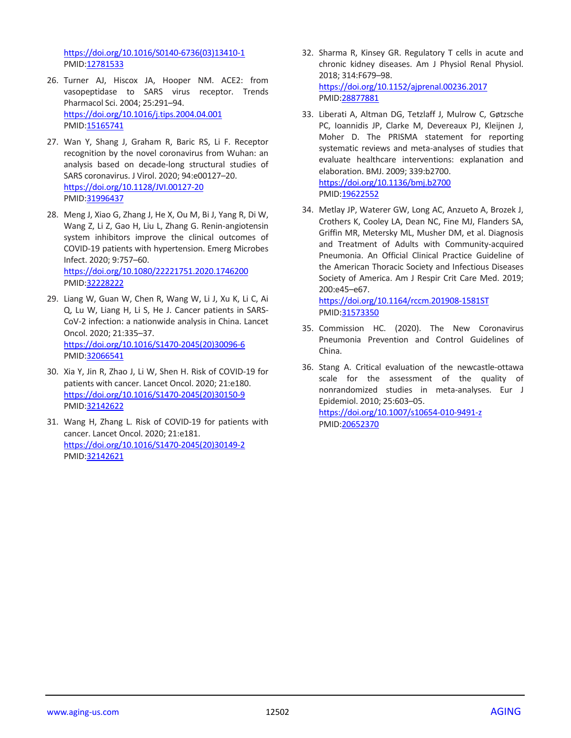https://doi.org/10.1016/S0140-6736(03)13410-1
PMID:12781533

26. Turner AJ, Hiscox JA, Hooper NM. ACE2: from vasopeptidase to SARS virus receptor. Trends Pharmacol Sci. 2004; 25:291–94.
https://doi.org/10.1016/j.tips.2004.04.001
PMID:15165741

27. Wan Y, Shang J, Graham R, Baric RS, Li F. Receptor recognition by the novel coronavirus from Wuhan: an analysis based on decade-long structural studies of SARS coronavirus. J Virol. 2020; 94:e00127–20.
https://doi.org/10.1128/JVI.00127-20
PMID:31996437

28. Meng J, Xiao G, Zhang J, He X, Ou M, Bi J, Yang R, Di W, Wang Z, Li Z, Gao H, Liu L, Zhang G. Renin-angiotensin system inhibitors improve the clinical outcomes of COVID-19 patients with hypertension. Emerg Microbes Infect. 2020; 9:757–60.
https://doi.org/10.1080/22221751.2020.1746200
PMID:32228222

29. Liang W, Guan W, Chen R, Wang W, Li J, Xu K, Li C, Ai Q, Lu W, Liang H, Li S, He J. Cancer patients in SARS-CoV-2 infection: a nationwide analysis in China. Lancet Oncol. 2020; 21:335–37.
https://doi.org/10.1016/S1470-2045(20)30096-6
PMID:32066541

30. Xia Y, Jin R, Zhao J, Li W, Shen H. Risk of COVID-19 for patients with cancer. Lancet Oncol. 2020; 21:e180.
https://doi.org/10.1016/S1470-2045(20)30150-9
PMID:32142622

31. Wang H, Zhang L. Risk of COVID-19 for patients with cancer. Lancet Oncol. 2020; 21:e181.
https://doi.org/10.1016/S1470-2045(20)30149-2
PMID:32142621

32. Sharma R, Kinsey GR. Regulatory T cells in acute and chronic kidney diseases. Am J Physiol Renal Physiol. 2018; 314:F679–98.
https://doi.org/10.1152/ajprenal.00236.2017
PMID:28877881

33. Liberati A, Altman DG, Tetzlaff J, Mulrow C, Gøtzsche PC, Ioannidis JP, Clarke M, Devereaux PJ, Kleijnen J, Moher D. The PRISMA statement for reporting systematic reviews and meta-analyses of studies that evaluate healthcare interventions: explanation and elaboration. BMJ. 2009; 339:b2700.
https://doi.org/10.1136/bmj.b2700
PMID:19622552

34. Metlay JP, Waterer GW, Long AC, Anzueto A, Brozek J, Crothers K, Cooley LA, Dean NC, Fine MJ, Flanders SA, Griffin MR, Metersky ML, Musher DM, et al. Diagnosis and Treatment of Adults with Community-acquired Pneumonia. An Official Clinical Practice Guideline of the American Thoracic Society and Infectious Diseases Society of America. Am J Respir Crit Care Med. 2019; 200:e45–e67.
https://doi.org/10.1164/rccm.201908-1581ST
PMID:31573350

35. Commission HC. (2020). The New Coronavirus Pneumonia Prevention and Control Guidelines of China.

36. Stang A. Critical evaluation of the newcastle-ottawa scale for the assessment of the quality of nonrandomized studies in meta-analyses. Eur J Epidemiol. 2010; 25:603–05.
https://doi.org/10.1007/s10654-010-9491-z
PMID:20652370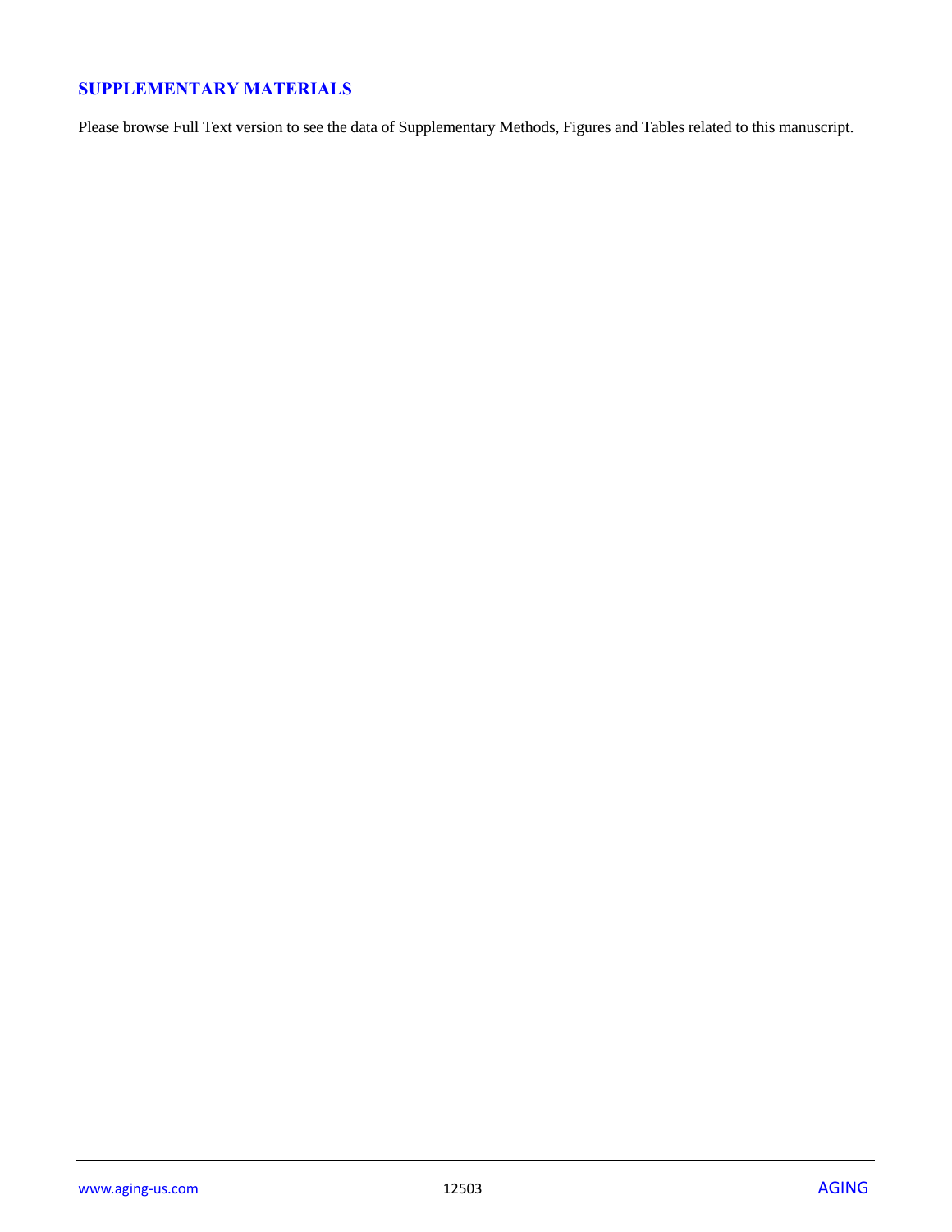## SUPPLEMENTARY MATERIALS

Please browse Full Text version to see the data of Supplementary Methods, Figures and Tables related to this manuscript.